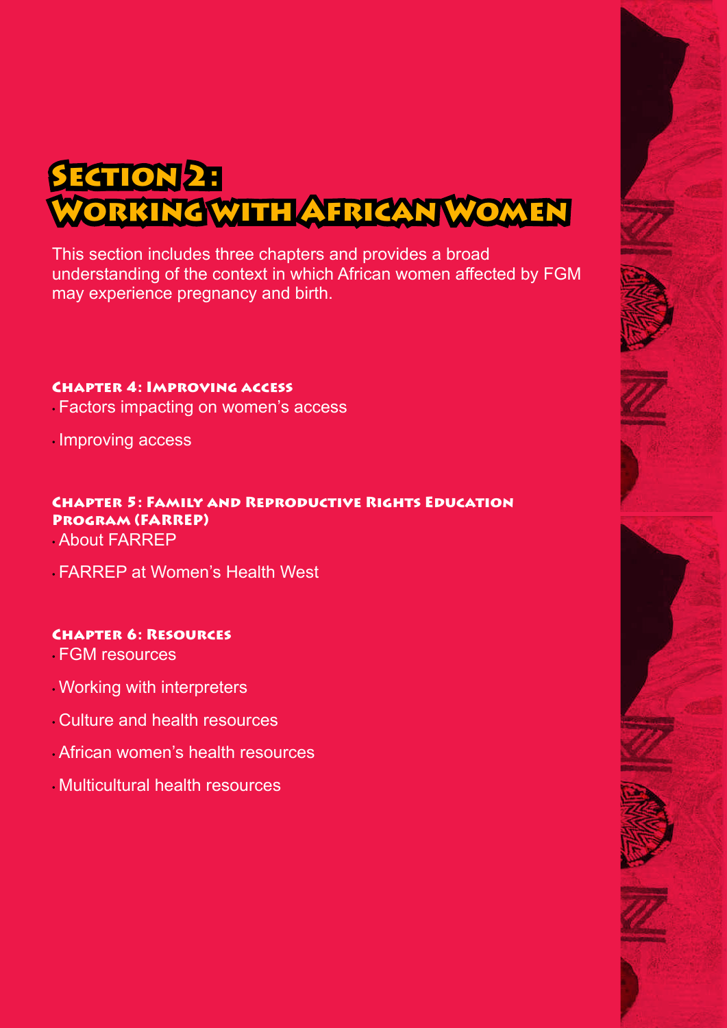# Section 2: Working with African Women

This section includes three chapters and provides a broad understanding of the context in which African women affected by FGM may experience pregnancy and birth.

### Chapter 4: Improving access

- Factors impacting on women's access
- Improving access

### Chapter 5: Family and Reproductive Rights Education Program (FARREP)

- About FARREP
- FARREP at Women's Health West

### Chapter 6: Resources

- FGM resources
- Working with interpreters
- Culture and health resources
- African women's health resources
- Multicultural health resources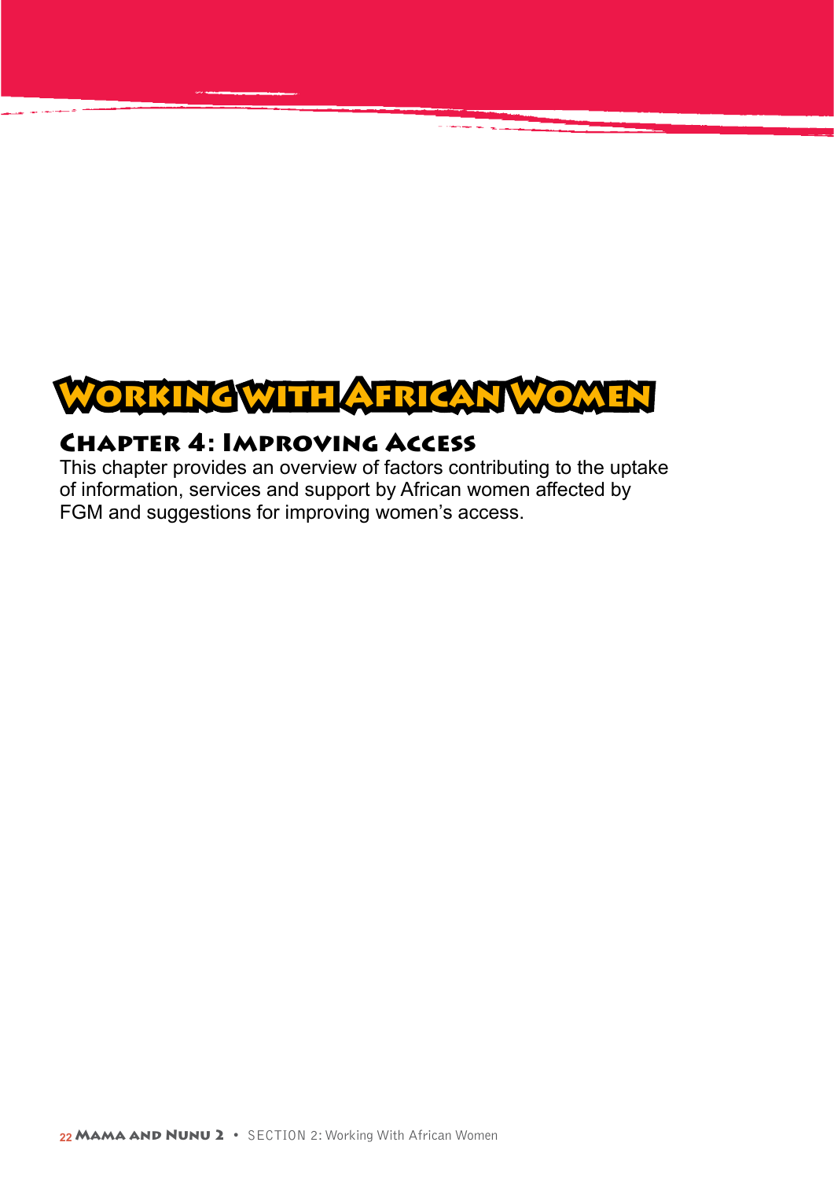# Working with African Women

## Chapter 4: Improving Access

This chapter provides an overview of factors contributing to the uptake of information, services and support by African women affected by FGM and suggestions for improving women's access.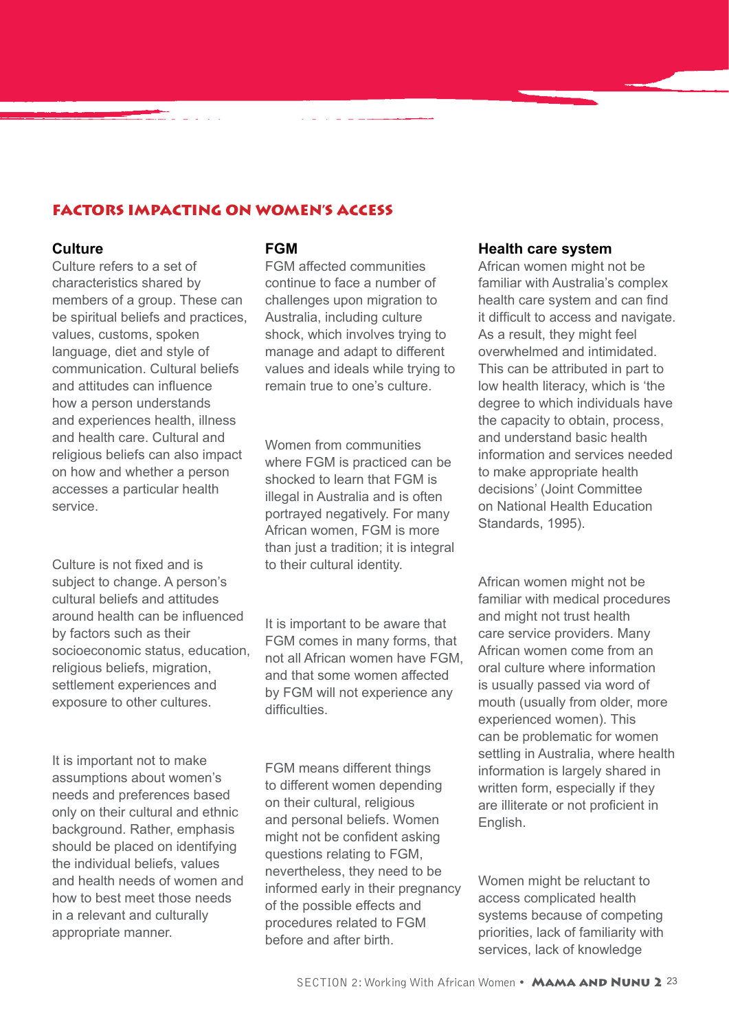## FACTORS IMPACTING ON WOMEN'S ACCESS

### Culture

Culture refers to a set of characteristics shared by members of a group. These can be spiritual beliefs and practices, values, customs, spoken language, diet and style of communication. Cultural beliefs and attitudes can influence how a person understands and experiences health, illness and health care. Cultural and religious beliefs can also impact on how and whether a person accesses a particular health service.

Culture is not fixed and is subject to change. A person's cultural beliefs and attitudes around health can be influenced by factors such as their socioeconomic status, education, religious beliefs, migration, settlement experiences and exposure to other cultures.

It is important not to make assumptions about women's needs and preferences based only on their cultural and ethnic background. Rather, emphasis should be placed on identifying the individual beliefs, values and health needs of women and how to best meet those needs in a relevant and culturally appropriate manner.

### FGM

FGM affected communities continue to face a number of challenges upon migration to Australia, including culture shock, which involves trying to manage and adapt to different values and ideals while trying to remain true to one's culture.

Women from communities where FGM is practiced can be shocked to learn that FGM is illegal in Australia and is often portrayed negatively. For many African women, FGM is more than just a tradition; it is integral to their cultural identity.

It is important to be aware that FGM comes in many forms, that not all African women have FGM, and that some women affected by FGM will not experience any difficulties.

FGM means different things to different women depending on their cultural, religious and personal beliefs. Women might not be confident asking questions relating to FGM, nevertheless, they need to be informed early in their pregnancy of the possible effects and procedures related to FGM before and after birth.

### Health care system

African women might not be familiar with Australia's complex health care system and can find it difficult to access and navigate. As a result, they might feel overwhelmed and intimidated. This can be attributed in part to low health literacy, which is 'the degree to which individuals have the capacity to obtain, process, and understand basic health information and services needed to make appropriate health decisions' (Joint Committee on National Health Education Standards, 1995).

African women might not be familiar with medical procedures and might not trust health care service providers. Many African women come from an oral culture where information is usually passed via word of mouth (usually from older, more experienced women). This can be problematic for women settling in Australia, where health information is largely shared in written form, especially if they are illiterate or not proficient in English.

Women might be reluctant to access complicated health systems because of competing priorities, lack of familiarity with services, lack of knowledge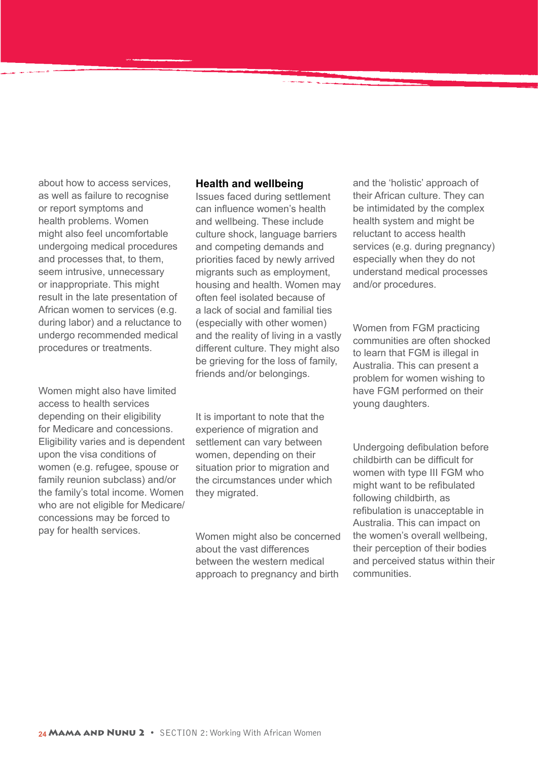about how to access services, as well as failure to recognise or report symptoms and health problems. Women might also feel uncomfortable undergoing medical procedures and processes that, to them, seem intrusive, unnecessary or inappropriate. This might result in the late presentation of African women to services (e.g. during labor) and a reluctance to undergo recommended medical procedures or treatments.

Women might also have limited access to health services depending on their eligibility for Medicare and concessions. Eligibility varies and is dependent upon the visa conditions of women (e.g. refugee, spouse or family reunion subclass) and/or the family's total income. Women who are not eligible for Medicare/ concessions may be forced to pay for health services.

**Health and wellbeing**

Issues faced during settlement can influence women's health and wellbeing. These include culture shock, language barriers and competing demands and priorities faced by newly arrived migrants such as employment, housing and health. Women may often feel isolated because of a lack of social and familial ties (especially with other women) and the reality of living in a vastly different culture. They might also be grieving for the loss of family, friends and/or belongings.

It is important to note that the experience of migration and settlement can vary between women, depending on their situation prior to migration and the circumstances under which they migrated.

Women might also be concerned about the vast differences between the western medical approach to pregnancy and birth and the 'holistic' approach of their African culture. They can be intimidated by the complex health system and might be reluctant to access health services (e.g. during pregnancy) especially when they do not understand medical processes and/or procedures.

Women from FGM practicing communities are often shocked to learn that FGM is illegal in Australia. This can present a problem for women wishing to have FGM performed on their young daughters.

Undergoing defibulation before childbirth can be difficult for women with type III FGM who might want to be refibulated following childbirth, as refibulation is unacceptable in Australia. This can impact on the women's overall wellbeing, their perception of their bodies and perceived status within their communities.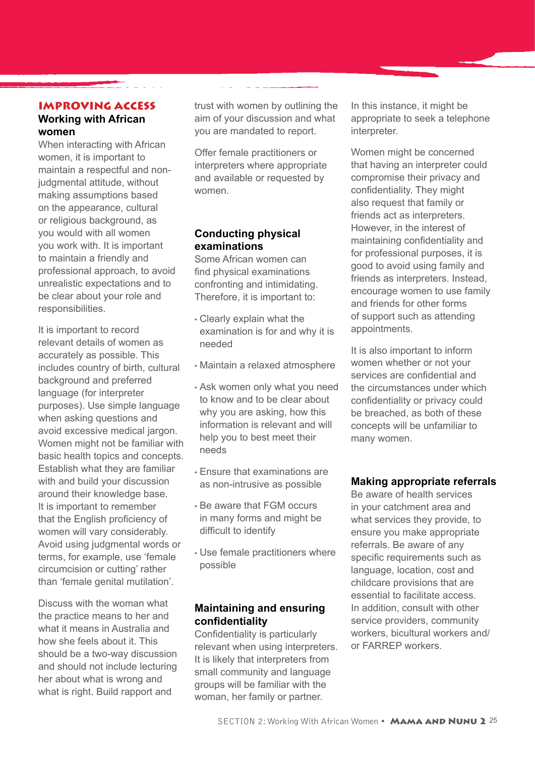# IMPROVING ACCESS

## Working with African women

When interacting with African women, it is important to maintain a respectful and non-judgmental attitude, without making assumptions based on the appearance, cultural or religious background, as you would with all women you work with. It is important to maintain a friendly and professional approach, to avoid unrealistic expectations and to be clear about your role and responsibilities.

It is important to record relevant details of women as accurately as possible. This includes country of birth, cultural background and preferred language (for interpreter purposes). Use simple language when asking questions and avoid excessive medical jargon. Women might not be familiar with basic health topics and concepts. Establish what they are familiar with and build your discussion around their knowledge base. It is important to remember that the English proficiency of women will vary considerably. Avoid using judgmental words or terms, for example, use 'female circumcision or cutting' rather than 'female genital mutilation'.

Discuss with the woman what the practice means to her and what it means in Australia and how she feels about it. This should be a two-way discussion and should not include lecturing her about what is wrong and what is right. Build rapport and trust with women by outlining the aim of your discussion and what you are mandated to report.

Offer female practitioners or interpreters where appropriate and available or requested by women.

## Conducting physical examinations

Some African women can find physical examinations confronting and intimidating. Therefore, it is important to:

- Clearly explain what the examination is for and why it is needed
- Maintain a relaxed atmosphere
- Ask women only what you need to know and to be clear about why you are asking, how this information is relevant and will help you to best meet their needs
- Ensure that examinations are as non-intrusive as possible
- Be aware that FGM occurs in many forms and might be difficult to identify
- Use female practitioners where possible

## Maintaining and ensuring confidentiality

Confidentiality is particularly relevant when using interpreters. It is likely that interpreters from small community and language groups will be familiar with the woman, her family or partner. In this instance, it might be appropriate to seek a telephone interpreter.

Women might be concerned that having an interpreter could compromise their privacy and confidentiality. They might also request that family or friends act as interpreters. However, in the interest of maintaining confidentiality and for professional purposes, it is good to avoid using family and friends as interpreters. Instead, encourage women to use family and friends for other forms of support such as attending appointments.

It is also important to inform women whether or not your services are confidential and the circumstances under which confidentiality or privacy could be breached, as both of these concepts will be unfamiliar to many women.

## Making appropriate referrals

Be aware of health services in your catchment area and what services they provide, to ensure you make appropriate referrals. Be aware of any specific requirements such as language, location, cost and childcare provisions that are essential to facilitate access. In addition, consult with other service providers, community workers, bicultural workers and/or FARREP workers.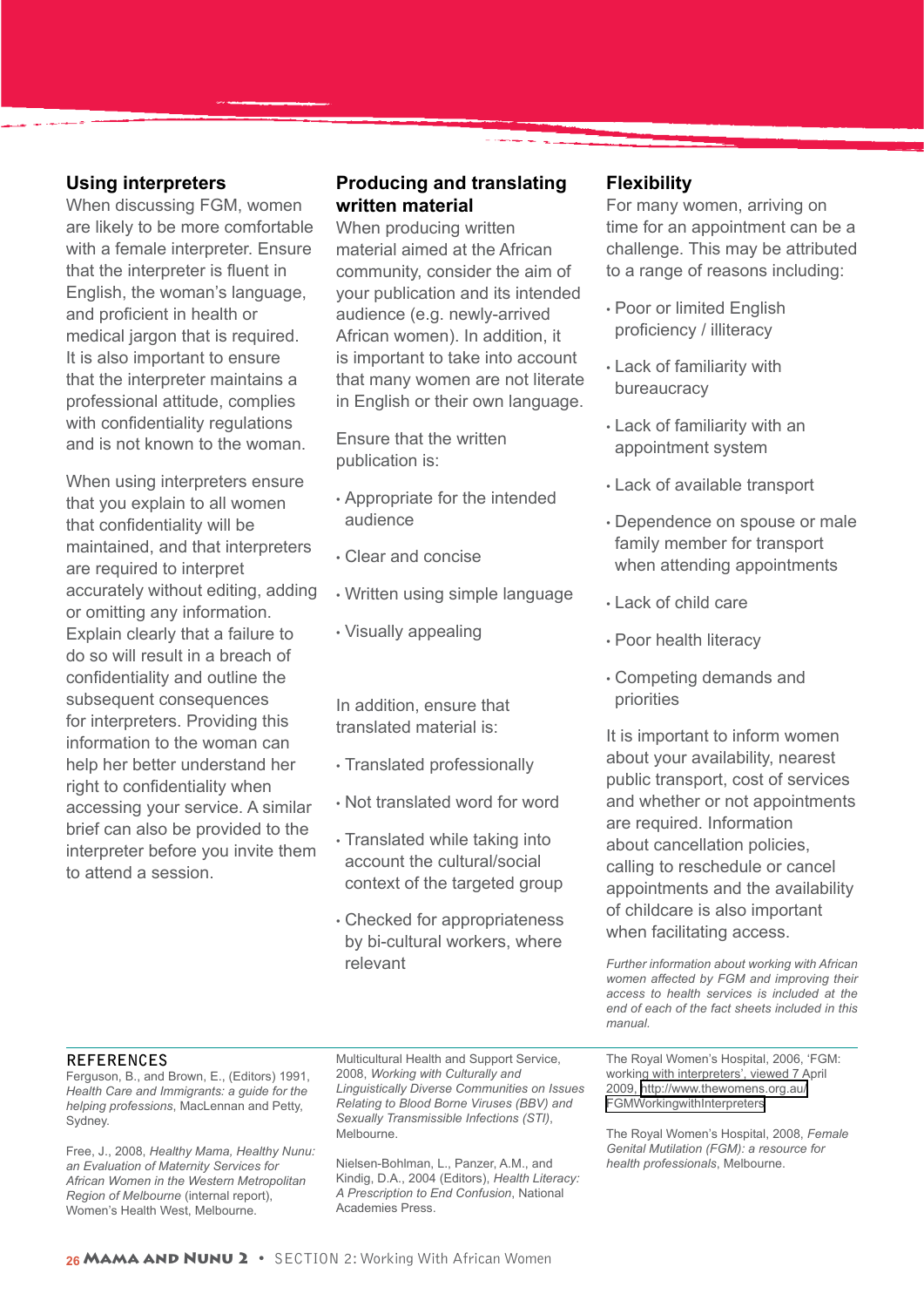## Using interpreters

When discussing FGM, women are likely to be more comfortable with a female interpreter. Ensure that the interpreter is fluent in English, the woman's language, and proficient in health or medical jargon that is required. It is also important to ensure that the interpreter maintains a professional attitude, complies with confidentiality regulations and is not known to the woman.

When using interpreters ensure that you explain to all women that confidentiality will be maintained, and that interpreters are required to interpret accurately without editing, adding or omitting any information. Explain clearly that a failure to do so will result in a breach of confidentiality and outline the subsequent consequences for interpreters. Providing this information to the woman can help her better understand her right to confidentiality when accessing your service. A similar brief can also be provided to the interpreter before you invite them to attend a session.

## Producing and translating written material

When producing written material aimed at the African community, consider the aim of your publication and its intended audience (e.g. newly-arrived African women). In addition, it is important to take into account that many women are not literate in English or their own language.

Ensure that the written publication is:

- Appropriate for the intended audience
- Clear and concise
- Written using simple language
- Visually appealing

In addition, ensure that translated material is:

- Translated professionally
- Not translated word for word
- Translated while taking into account the cultural/social context of the targeted group
- Checked for appropriateness by bi-cultural workers, where relevant

## Flexibility

For many women, arriving on time for an appointment can be a challenge. This may be attributed to a range of reasons including:

- Poor or limited English proficiency / illiteracy
- Lack of familiarity with bureaucracy
- Lack of familiarity with an appointment system
- Lack of available transport
- Dependence on spouse or male family member for transport when attending appointments
- Lack of child care
- Poor health literacy
- Competing demands and priorities

It is important to inform women about your availability, nearest public transport, cost of services and whether or not appointments are required. Information about cancellation policies, calling to reschedule or cancel appointments and the availability of childcare is also important when facilitating access.

*Further information about working with African women affected by FGM and improving their access to health services is included at the end of each of the fact sheets included in this manual.*

## REFERENCES

Ferguson, B., and Brown, E., (Editors) 1991, *Health Care and Immigrants: a guide for the helping professions*, MacLennan and Petty, Sydney.

Free, J., 2008, *Healthy Mama, Healthy Nunu: an Evaluation of Maternity Services for African Women in the Western Metropolitan Region of Melbourne* (internal report), Women's Health West, Melbourne.

Multicultural Health and Support Service, 2008, *Working with Culturally and Linguistically Diverse Communities on Issues Relating to Blood Borne Viruses (BBV) and Sexually Transmissible Infections (STI)*, Melbourne.

Nielsen-Bohlman, L., Panzer, A.M., and Kindig, D.A., 2004 (Editors), *Health Literacy: A Prescription to End Confusion*, National Academies Press.

The Royal Women's Hospital, 2006, 'FGM: working with interpreters', viewed 7 April 2009, http://www.thewomens.org.au/FGMWorkingwithInterpreters

The Royal Women's Hospital, 2008, *Female Genital Mutilation (FGM): a resource for health professionals*, Melbourne.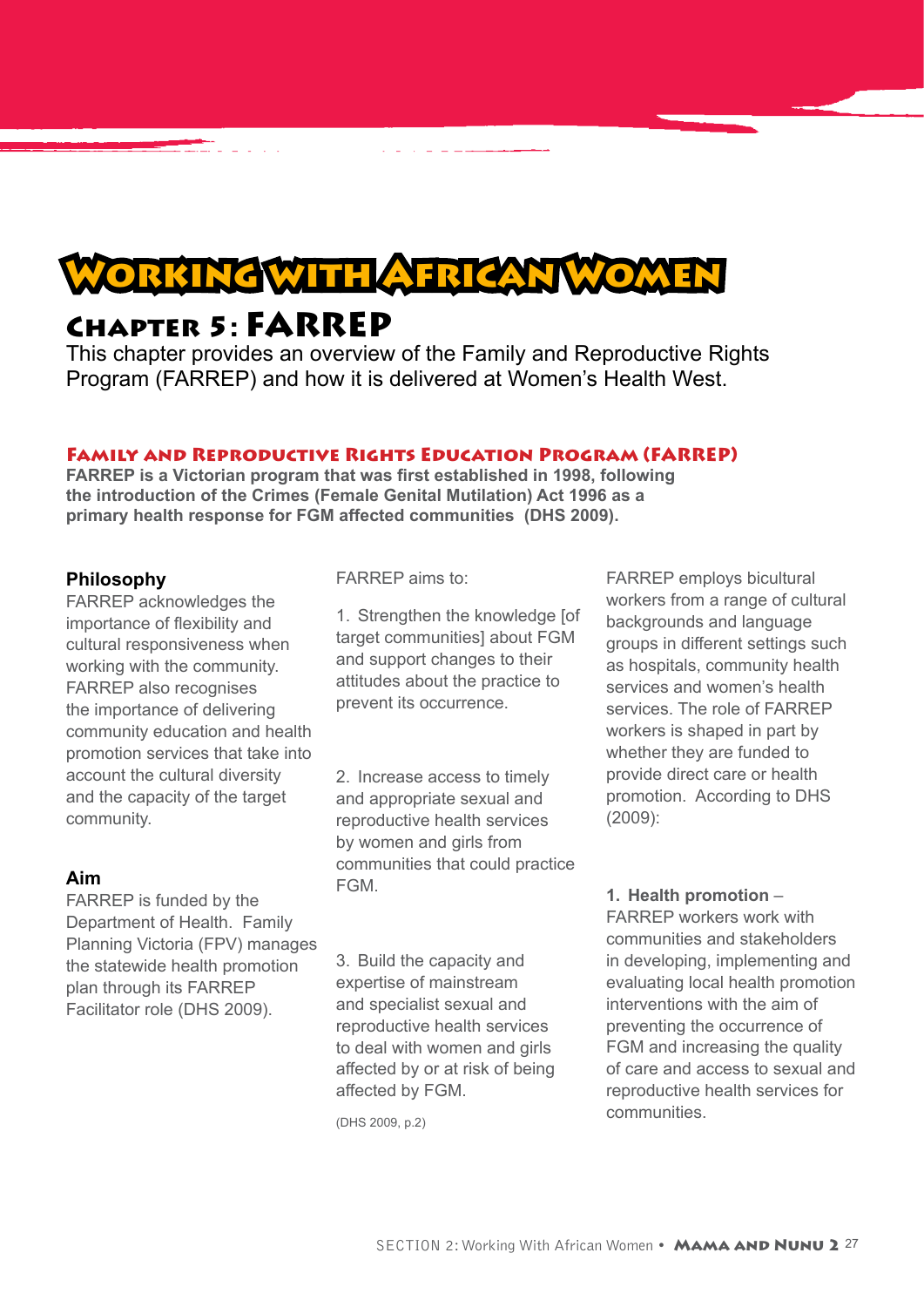# Working with African Women

## Chapter 5: FARREP

This chapter provides an overview of the Family and Reproductive Rights Program (FARREP) and how it is delivered at Women's Health West.

### Family and Reproductive Rights Education Program (FARREP)

**FARREP is a Victorian program that was first established in 1998, following the introduction of the Crimes (Female Genital Mutilation) Act 1996 as a primary health response for FGM affected communities (DHS 2009).**

**Philosophy**

FARREP acknowledges the importance of flexibility and cultural responsiveness when working with the community. FARREP also recognises the importance of delivering community education and health promotion services that take into account the cultural diversity and the capacity of the target community.

**Aim**

FARREP is funded by the Department of Health. Family Planning Victoria (FPV) manages the statewide health promotion plan through its FARREP Facilitator role (DHS 2009).

FARREP aims to:

1. Strengthen the knowledge [of target communities] about FGM and support changes to their attitudes about the practice to prevent its occurrence.

2. Increase access to timely and appropriate sexual and reproductive health services by women and girls from communities that could practice FGM.

3. Build the capacity and expertise of mainstream and specialist sexual and reproductive health services to deal with women and girls affected by or at risk of being affected by FGM.

(DHS 2009, p.2)

FARREP employs bicultural workers from a range of cultural backgrounds and language groups in different settings such as hospitals, community health services and women's health services. The role of FARREP workers is shaped in part by whether they are funded to provide direct care or health promotion. According to DHS (2009):

1. **Health promotion** – FARREP workers work with communities and stakeholders in developing, implementing and evaluating local health promotion interventions with the aim of preventing the occurrence of FGM and increasing the quality of care and access to sexual and reproductive health services for communities.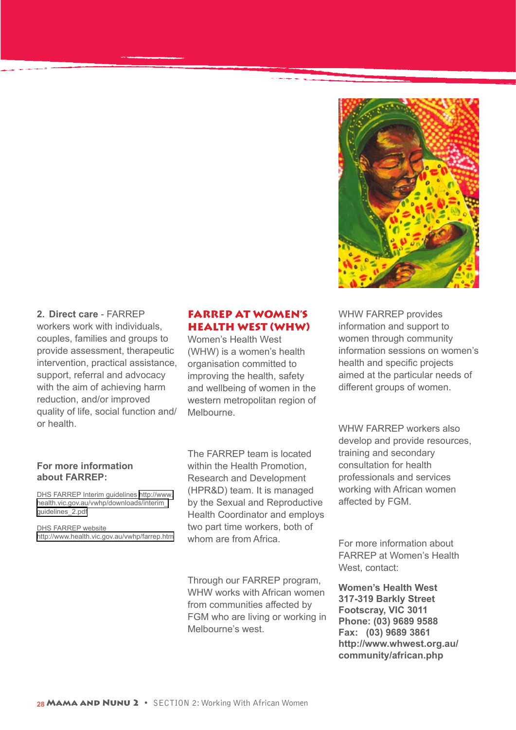2. **Direct care** - FARREP workers work with individuals, couples, families and groups to provide assessment, therapeutic intervention, practical assistance, support, referral and advocacy with the aim of achieving harm reduction, and/or improved quality of life, social function and/or health.

### For more information about FARREP:

DHS FARREP Interim guidelines http://www.health.vic.gov.au/vwhp/downloads/interim_guidelines_2.pdf

DHS FARREP website http://www.health.vic.gov.au/vwhp/farrep.htm

## FARREP AT WOMEN'S HEALTH WEST (WHW)

Women's Health West (WHW) is a women's health organisation committed to improving the health, safety and wellbeing of women in the western metropolitan region of Melbourne.

The FARREP team is located within the Health Promotion, Research and Development (HPR&D) team. It is managed by the Sexual and Reproductive Health Coordinator and employs two part time workers, both of whom are from Africa.

Through our FARREP program, WHW works with African women from communities affected by FGM who are living or working in Melbourne's west.

WHW FARREP provides information and support to women through community information sessions on women's health and specific projects aimed at the particular needs of different groups of women.

WHW FARREP workers also develop and provide resources, training and secondary consultation for health professionals and services working with African women affected by FGM.

For more information about FARREP at Women's Health West, contact:

**Women's Health West**
**317-319 Barkly Street**
**Footscray, VIC 3011**
**Phone: (03) 9689 9588**
**Fax: (03) 9689 3861**
**http://www.whwest.org.au/community/african.php**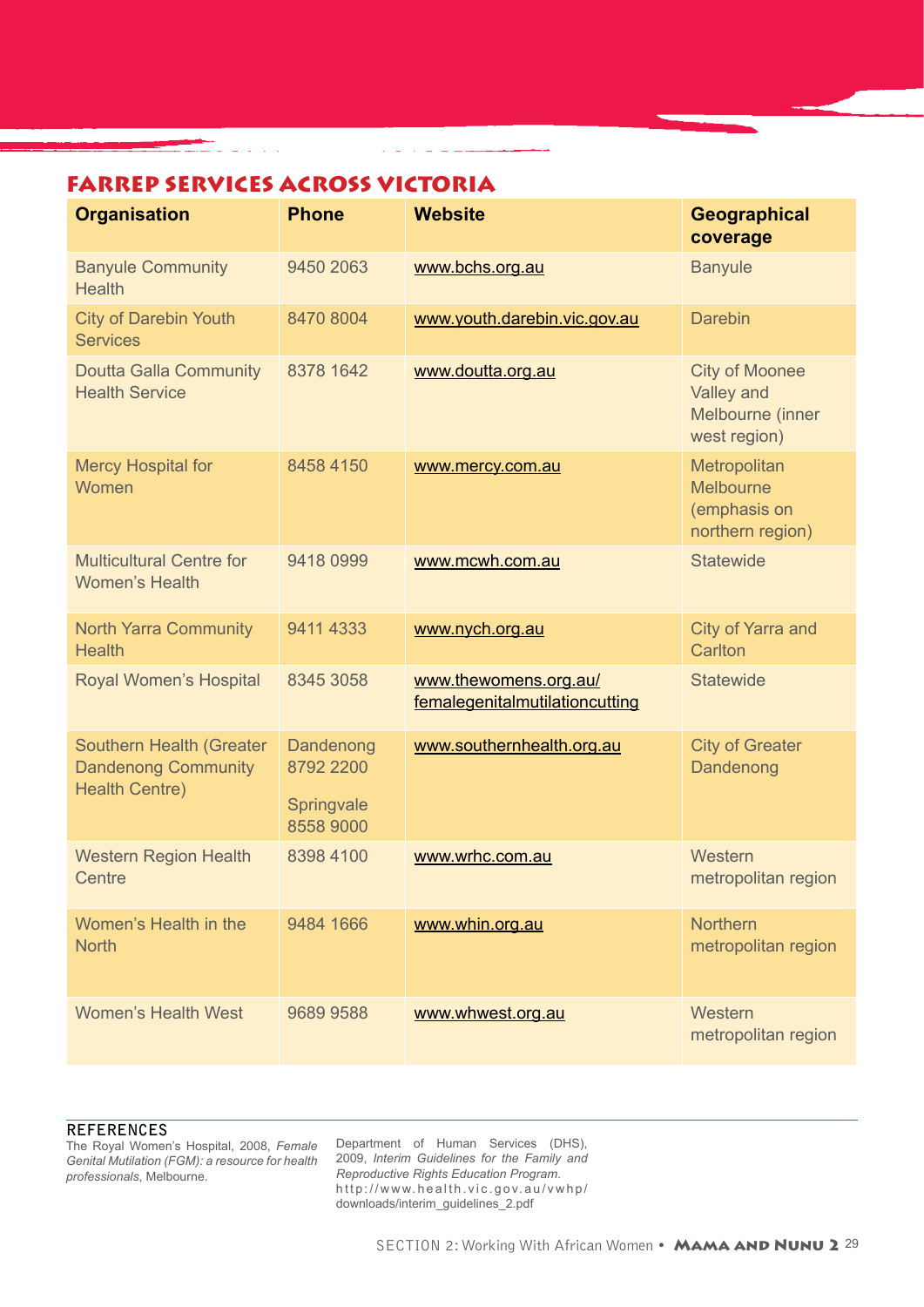## FARREP SERVICES ACROSS VICTORIA

| Organisation | Phone | Website | Geographical coverage |
|---|---|---|---|
| Banyule Community Health | 9450 2063 | www.bchs.org.au | Banyule |
| City of Darebin Youth Services | 8470 8004 | www.youth.darebin.vic.gov.au | Darebin |
| Doutta Galla Community Health Service | 8378 1642 | www.doutta.org.au | City of Moonee Valley and Melbourne (inner west region) |
| Mercy Hospital for Women | 8458 4150 | www.mercy.com.au | Metropolitan Melbourne (emphasis on northern region) |
| Multicultural Centre for Women's Health | 9418 0999 | www.mcwh.com.au | Statewide |
| North Yarra Community Health | 9411 4333 | www.nych.org.au | City of Yarra and Carlton |
| Royal Women's Hospital | 8345 3058 | www.thewomens.org.au/femalegenitalmutilationcutting | Statewide |
| Southern Health (Greater Dandenong Community Health Centre) | Dandenong 8792 2200<br>Springvale 8558 9000 | www.southernhealth.org.au | City of Greater Dandenong |
| Western Region Health Centre | 8398 4100 | www.wrhc.com.au | Western metropolitan region |
| Women's Health in the North | 9484 1666 | www.whin.org.au | Northern metropolitan region |
| Women's Health West | 9689 9588 | www.whwest.org.au | Western metropolitan region |

### REFERENCES

The Royal Women's Hospital, 2008, *Female Genital Mutilation (FGM): a resource for health professionals*, Melbourne.

Department of Human Services (DHS), 2009, *Interim Guidelines for the Family and Reproductive Rights Education Program*. http://www.health.vic.gov.au/vwhp/downloads/interim_guidelines_2.pdf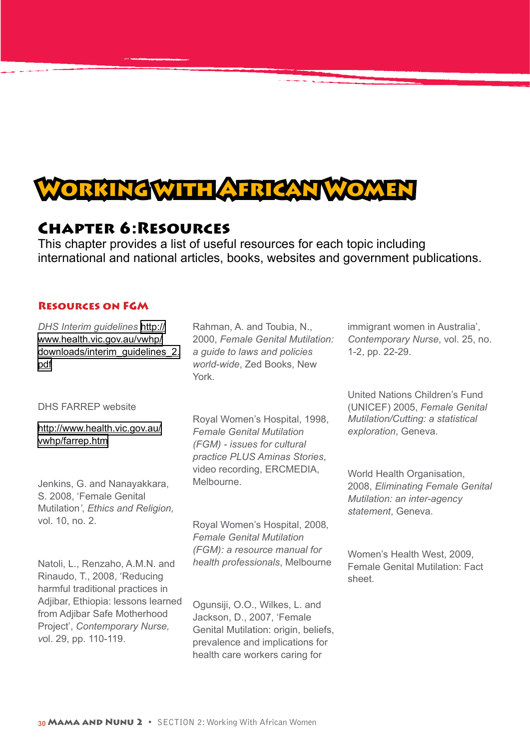# Working with African Women

## Chapter 6: Resources

This chapter provides a list of useful resources for each topic including international and national articles, books, websites and government publications.

### Resources on FGM

*DHS Interim guidelines* http://www.health.vic.gov.au/vwhp/downloads/interim_guidelines_2.pdf

DHS FARREP website

http://www.health.vic.gov.au/vwhp/farrep.htm

Jenkins, G. and Nanayakkara, S. 2008, 'Female Genital Mutilation', *Ethics and Religion,* vol. 10, no. 2.

Natoli, L., Renzaho, A.M.N. and Rinaudo, T., 2008, 'Reducing harmful traditional practices in Adjibar, Ethiopia: lessons learned from Adjibar Safe Motherhood Project', *Contemporary Nurse,* vol. 29, pp. 110-119.

Rahman, A. and Toubia, N., 2000, *Female Genital Mutilation: a guide to laws and policies world-wide*, Zed Books, New York.

Royal Women's Hospital, 1998, *Female Genital Mutilation (FGM) - issues for cultural practice PLUS Aminas Stories*, video recording, ERCMEDIA, Melbourne.

Royal Women's Hospital, 2008, *Female Genital Mutilation (FGM): a resource manual for health professionals*, Melbourne

Ogunsiji, O.O., Wilkes, L. and Jackson, D., 2007, 'Female Genital Mutilation: origin, beliefs, prevalence and implications for health care workers caring for immigrant women in Australia', *Contemporary Nurse*, vol. 25, no. 1-2, pp. 22-29.

United Nations Children's Fund (UNICEF) 2005, *Female Genital Mutilation/Cutting: a statistical exploration*, Geneva.

World Health Organisation, 2008, *Eliminating Female Genital Mutilation: an inter-agency statement*, Geneva.

Women's Health West, 2009, Female Genital Mutilation: Fact sheet.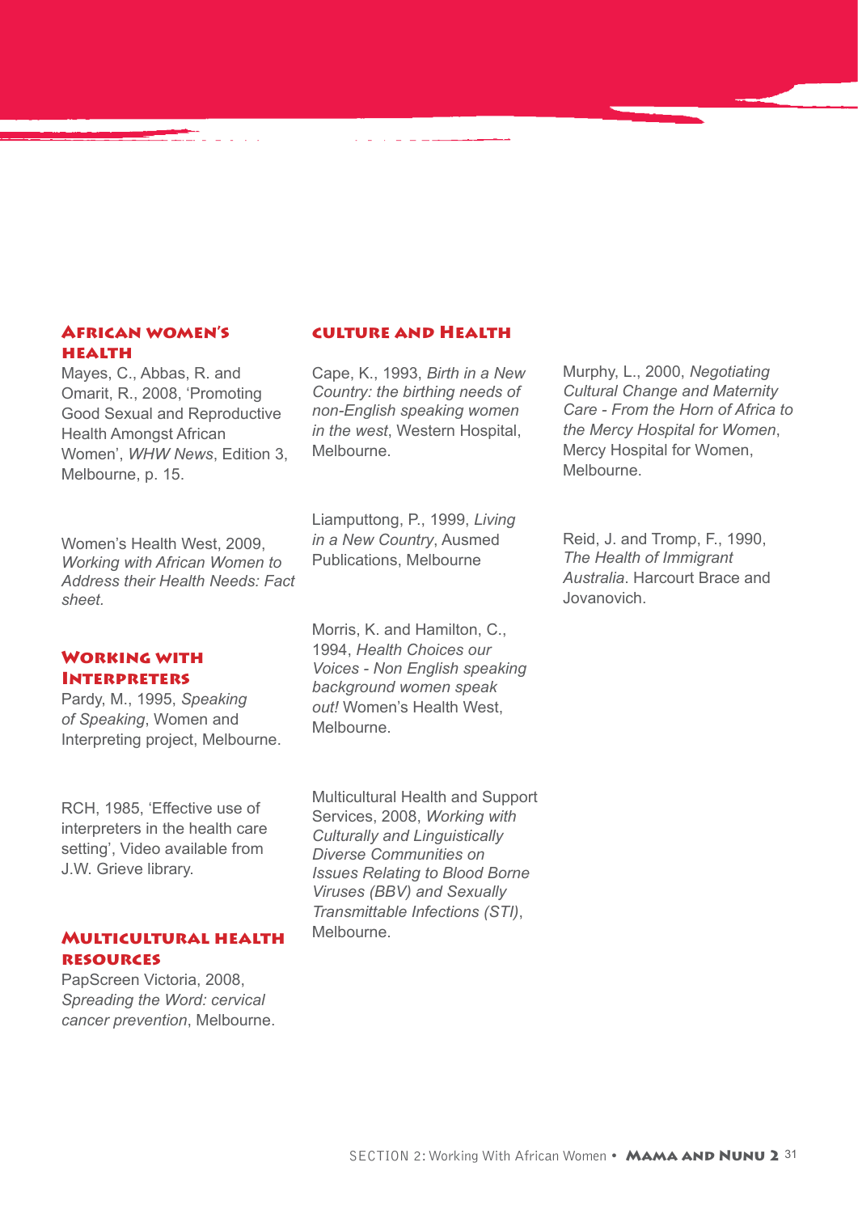## African women's health

Mayes, C., Abbas, R. and Omarit, R., 2008, 'Promoting Good Sexual and Reproductive Health Amongst African Women', *WHW News*, Edition 3, Melbourne, p. 15.

Women's Health West, 2009, *Working with African Women to Address their Health Needs: Fact sheet.*

## Working with Interpreters

Pardy, M., 1995, *Speaking of Speaking*, Women and Interpreting project, Melbourne.

RCH, 1985, 'Effective use of interpreters in the health care setting', Video available from J.W. Grieve library.

## Multicultural health resources

PapScreen Victoria, 2008, *Spreading the Word: cervical cancer prevention*, Melbourne.

## culture and Health

Cape, K., 1993, *Birth in a New Country: the birthing needs of non-English speaking women in the west*, Western Hospital, Melbourne.

Liamputtong, P., 1999, *Living in a New Country*, Ausmed Publications, Melbourne

Morris, K. and Hamilton, C., 1994, *Health Choices our Voices - Non English speaking background women speak out!* Women's Health West, Melbourne.

Multicultural Health and Support Services, 2008, *Working with Culturally and Linguistically Diverse Communities on Issues Relating to Blood Borne Viruses (BBV) and Sexually Transmittable Infections (STI)*, Melbourne.

Murphy, L., 2000, *Negotiating Cultural Change and Maternity Care - From the Horn of Africa to the Mercy Hospital for Women*, Mercy Hospital for Women, Melbourne.

Reid, J. and Tromp, F., 1990, *The Health of Immigrant Australia*. Harcourt Brace and Jovanovich.